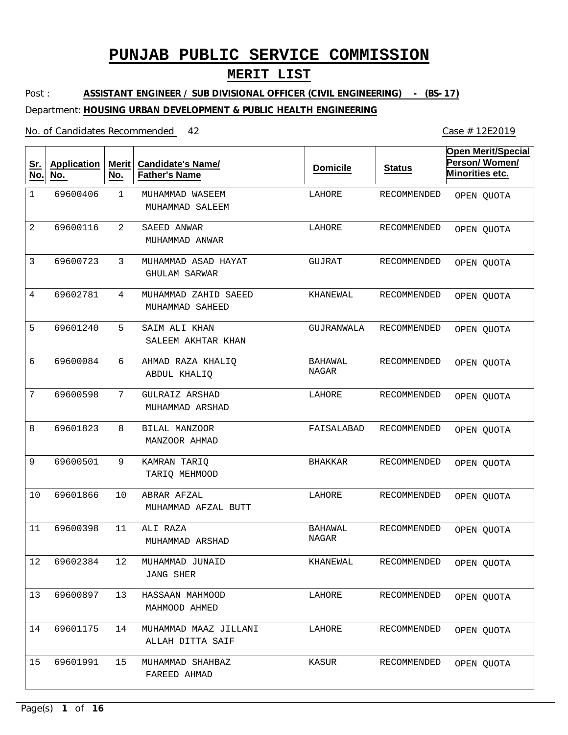# PUNJAB PUBLIC SERVICE COMMISSION

## MERIT LIST

Post : **ASSISTANT ENGINEER / SUB DIVISIONAL OFFICER (CIVIL ENGINEERING) - (BS-17)**

Department: **HOUSING URBAN DEVELOPMENT & PUBLIC HEALTH ENGINEERING**

No. of Candidates Recommended 42

Case # 12E2019

| Sr. No. | Application No. | Merit No. | Candidate's Name/ Father's Name | Domicile | Status | Open Merit/Special Person/ Women/ Minorities etc. |
|---|---|---|---|---|---|---|
| 1 | 69600406 | 1 | MUHAMMAD WASEEM<br>MUHAMMAD SALEEM | LAHORE | RECOMMENDED | OPEN QUOTA |
| 2 | 69600116 | 2 | SAEED ANWAR<br>MUHAMMAD ANWAR | LAHORE | RECOMMENDED | OPEN QUOTA |
| 3 | 69600723 | 3 | MUHAMMAD ASAD HAYAT<br>GHULAM SARWAR | GUJRAT | RECOMMENDED | OPEN QUOTA |
| 4 | 69602781 | 4 | MUHAMMAD ZAHID SAEED<br>MUHAMMAD SAHEED | KHANEWAL | RECOMMENDED | OPEN QUOTA |
| 5 | 69601240 | 5 | SAIM ALI KHAN<br>SALEEM AKHTAR KHAN | GUJRANWALA | RECOMMENDED | OPEN QUOTA |
| 6 | 69600084 | 6 | AHMAD RAZA KHALIQ<br>ABDUL KHALIQ | BAHAWAL NAGAR | RECOMMENDED | OPEN QUOTA |
| 7 | 69600598 | 7 | GULRAIZ ARSHAD<br>MUHAMMAD ARSHAD | LAHORE | RECOMMENDED | OPEN QUOTA |
| 8 | 69601823 | 8 | BILAL MANZOOR<br>MANZOOR AHMAD | FAISALABAD | RECOMMENDED | OPEN QUOTA |
| 9 | 69600501 | 9 | KAMRAN TARIQ<br>TARIQ MEHMOOD | BHAKKAR | RECOMMENDED | OPEN QUOTA |
| 10 | 69601866 | 10 | ABRAR AFZAL<br>MUHAMMAD AFZAL BUTT | LAHORE | RECOMMENDED | OPEN QUOTA |
| 11 | 69600398 | 11 | ALI RAZA<br>MUHAMMAD ARSHAD | BAHAWAL NAGAR | RECOMMENDED | OPEN QUOTA |
| 12 | 69602384 | 12 | MUHAMMAD JUNAID<br>JANG SHER | KHANEWAL | RECOMMENDED | OPEN QUOTA |
| 13 | 69600897 | 13 | HASSAAN MAHMOOD<br>MAHMOOD AHMED | LAHORE | RECOMMENDED | OPEN QUOTA |
| 14 | 69601175 | 14 | MUHAMMAD MAAZ JILLANI<br>ALLAH DITTA SAIF | LAHORE | RECOMMENDED | OPEN QUOTA |
| 15 | 69601991 | 15 | MUHAMMAD SHAHBAZ<br>FAREED AHMAD | KASUR | RECOMMENDED | OPEN QUOTA |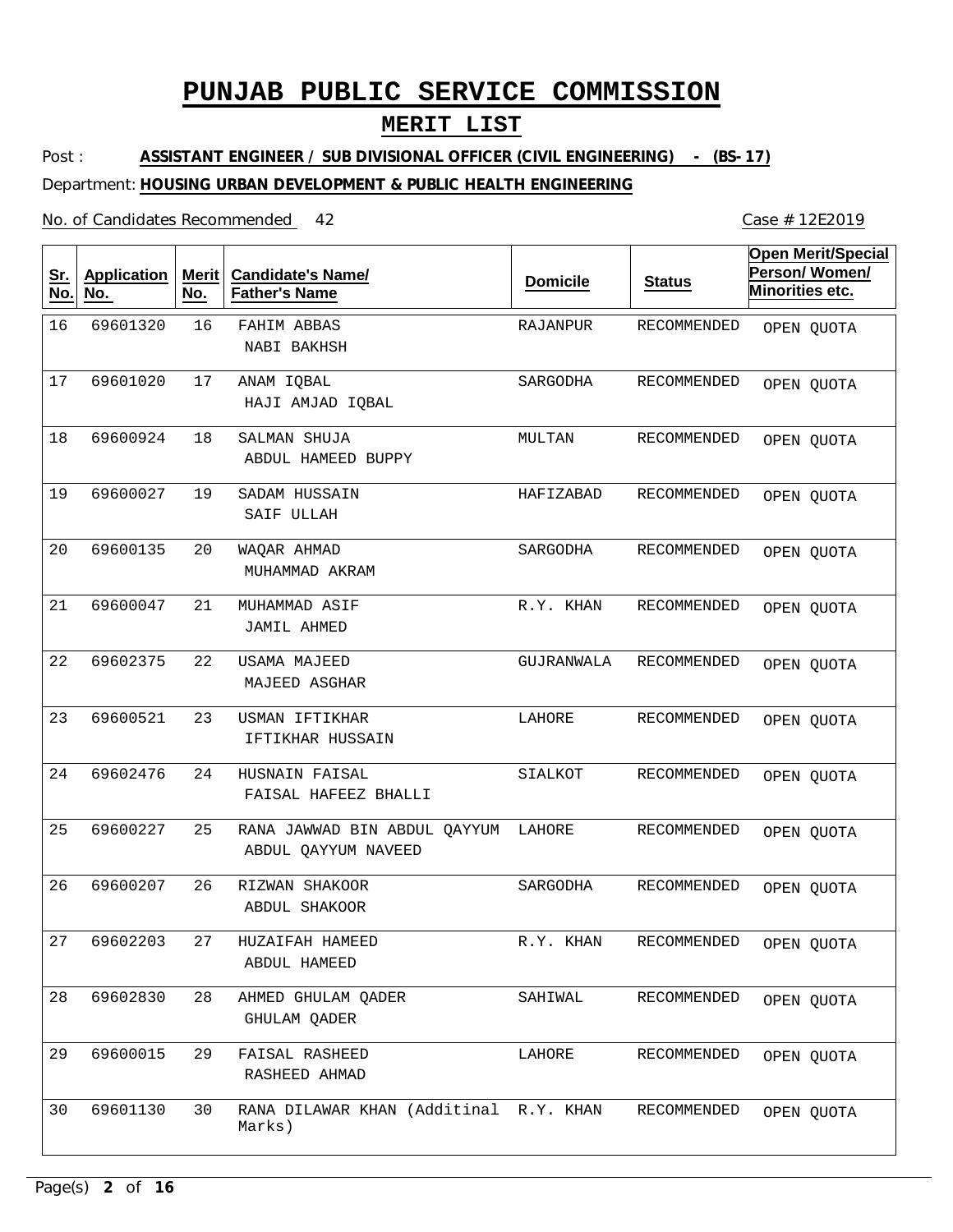# PUNJAB PUBLIC SERVICE COMMISSION

## MERIT LIST

Post : **ASSISTANT ENGINEER / SUB DIVISIONAL OFFICER (CIVIL ENGINEERING) - (BS-17)**

Department: **HOUSING URBAN DEVELOPMENT & PUBLIC HEALTH ENGINEERING**

No. of Candidates Recommended 42

Case # 12E2019

| Sr. No. | Application No. | Merit No. | Candidate's Name/ Father's Name | Domicile | Status | Open Merit/Special Person/ Women/ Minorities etc. |
|---|---|---|---|---|---|---|
| 16 | 69601320 | 16 | FAHIM ABBAS<br>NABI BAKHSH | RAJANPUR | RECOMMENDED | OPEN QUOTA |
| 17 | 69601020 | 17 | ANAM IQBAL<br>HAJI AMJAD IQBAL | SARGODHA | RECOMMENDED | OPEN QUOTA |
| 18 | 69600924 | 18 | SALMAN SHUJA<br>ABDUL HAMEED BUPPY | MULTAN | RECOMMENDED | OPEN QUOTA |
| 19 | 69600027 | 19 | SADAM HUSSAIN<br>SAIF ULLAH | HAFIZABAD | RECOMMENDED | OPEN QUOTA |
| 20 | 69600135 | 20 | WAQAR AHMAD<br>MUHAMMAD AKRAM | SARGODHA | RECOMMENDED | OPEN QUOTA |
| 21 | 69600047 | 21 | MUHAMMAD ASIF<br>JAMIL AHMED | R.Y. KHAN | RECOMMENDED | OPEN QUOTA |
| 22 | 69602375 | 22 | USAMA MAJEED<br>MAJEED ASGHAR | GUJRANWALA | RECOMMENDED | OPEN QUOTA |
| 23 | 69600521 | 23 | USMAN IFTIKHAR<br>IFTIKHAR HUSSAIN | LAHORE | RECOMMENDED | OPEN QUOTA |
| 24 | 69602476 | 24 | HUSNAIN FAISAL<br>FAISAL HAFEEZ BHALLI | SIALKOT | RECOMMENDED | OPEN QUOTA |
| 25 | 69600227 | 25 | RANA JAWWAD BIN ABDUL QAYYUM<br>ABDUL QAYYUM NAVEED | LAHORE | RECOMMENDED | OPEN QUOTA |
| 26 | 69600207 | 26 | RIZWAN SHAKOOR<br>ABDUL SHAKOOR | SARGODHA | RECOMMENDED | OPEN QUOTA |
| 27 | 69602203 | 27 | HUZAIFAH HAMEED<br>ABDUL HAMEED | R.Y. KHAN | RECOMMENDED | OPEN QUOTA |
| 28 | 69602830 | 28 | AHMED GHULAM QADER<br>GHULAM QADER | SAHIWAL | RECOMMENDED | OPEN QUOTA |
| 29 | 69600015 | 29 | FAISAL RASHEED<br>RASHEED AHMAD | LAHORE | RECOMMENDED | OPEN QUOTA |
| 30 | 69601130 | 30 | RANA DILAWAR KHAN (Additinal Marks) | R.Y. KHAN | RECOMMENDED | OPEN QUOTA |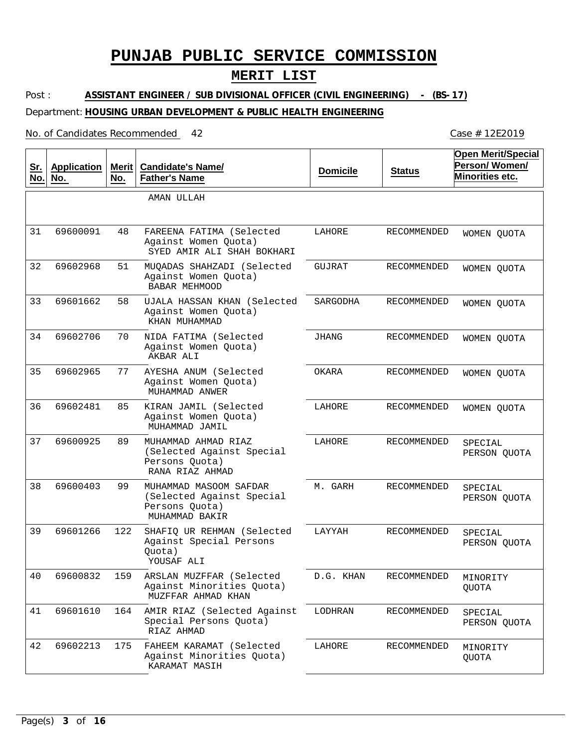# PUNJAB PUBLIC SERVICE COMMISSION

## MERIT LIST

Post : **ASSISTANT ENGINEER / SUB DIVISIONAL OFFICER (CIVIL ENGINEERING) - (BS-17)**

Department: **HOUSING URBAN DEVELOPMENT & PUBLIC HEALTH ENGINEERING**

No. of Candidates Recommended 42

Case # 12E2019

| Sr. No. | Application No. | Merit No. | Candidate's Name/ Father's Name | Domicile | Status | Open Merit/Special Person/ Women/ Minorities etc. |
|---|---|---|---|---|---|---|
| | | | AMAN ULLAH | | | |
| 31 | 69600091 | 48 | FAREENA FATIMA (Selected Against Women Quota) SYED AMIR ALI SHAH BOKHARI | LAHORE | RECOMMENDED | WOMEN QUOTA |
| 32 | 69602968 | 51 | MUQADAS SHAHZADI (Selected Against Women Quota) BABAR MEHMOOD | GUJRAT | RECOMMENDED | WOMEN QUOTA |
| 33 | 69601662 | 58 | UJALA HASSAN KHAN (Selected Against Women Quota) KHAN MUHAMMAD | SARGODHA | RECOMMENDED | WOMEN QUOTA |
| 34 | 69602706 | 70 | NIDA FATIMA (Selected Against Women Quota) AKBAR ALI | JHANG | RECOMMENDED | WOMEN QUOTA |
| 35 | 69602965 | 77 | AYESHA ANUM (Selected Against Women Quota) MUHAMMAD ANWER | OKARA | RECOMMENDED | WOMEN QUOTA |
| 36 | 69602481 | 85 | KIRAN JAMIL (Selected Against Women Quota) MUHAMMAD JAMIL | LAHORE | RECOMMENDED | WOMEN QUOTA |
| 37 | 69600925 | 89 | MUHAMMAD AHMAD RIAZ (Selected Against Special Persons Quota) RANA RIAZ AHMAD | LAHORE | RECOMMENDED | SPECIAL PERSON QUOTA |
| 38 | 69600403 | 99 | MUHAMMAD MASOOM SAFDAR (Selected Against Special Persons Quota) MUHAMMAD BAKIR | M. GARH | RECOMMENDED | SPECIAL PERSON QUOTA |
| 39 | 69601266 | 122 | SHAFIQ UR REHMAN (Selected Against Special Persons Quota) YOUSAF ALI | LAYYAH | RECOMMENDED | SPECIAL PERSON QUOTA |
| 40 | 69600832 | 159 | ARSLAN MUZFFAR (Selected Against Minorities Quota) MUZFFAR AHMAD KHAN | D.G. KHAN | RECOMMENDED | MINORITY QUOTA |
| 41 | 69601610 | 164 | AMIR RIAZ (Selected Against Special Persons Quota) RIAZ AHMAD | LODHRAN | RECOMMENDED | SPECIAL PERSON QUOTA |
| 42 | 69602213 | 175 | FAHEEM KARAMAT (Selected Against Minorities Quota) KARAMAT MASIH | LAHORE | RECOMMENDED | MINORITY QUOTA |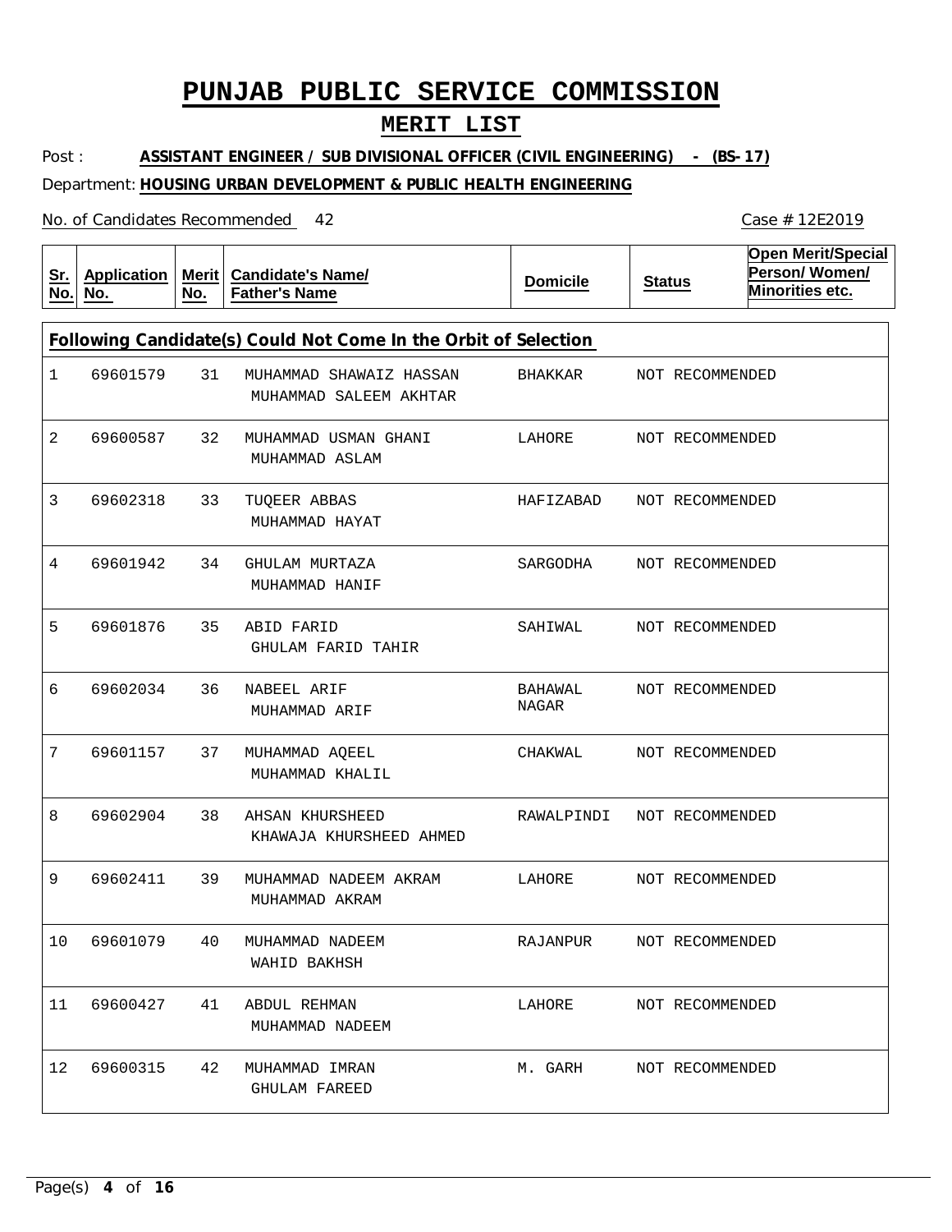# PUNJAB PUBLIC SERVICE COMMISSION

## MERIT LIST

Post : **ASSISTANT ENGINEER / SUB DIVISIONAL OFFICER (CIVIL ENGINEERING) - (BS-17)**

Department: **HOUSING URBAN DEVELOPMENT & PUBLIC HEALTH ENGINEERING**

No. of Candidates Recommended 42

Case # 12E2019

| Sr. No. | Application No. | Merit No. | Candidate's Name/ Father's Name | Domicile | Status | Open Merit/Special Person/ Women/ Minorities etc. |
|---|---|---|---|---|---|---|
| **Following Candidate(s) Could Not Come In the Orbit of Selection** | | | | | | |
| 1 | 69601579 | 31 | MUHAMMAD SHAWAIZ HASSAN<br>MUHAMMAD SALEEM AKHTAR | BHAKKAR | NOT RECOMMENDED | |
| 2 | 69600587 | 32 | MUHAMMAD USMAN GHANI<br>MUHAMMAD ASLAM | LAHORE | NOT RECOMMENDED | |
| 3 | 69602318 | 33 | TUQEER ABBAS<br>MUHAMMAD HAYAT | HAFIZABAD | NOT RECOMMENDED | |
| 4 | 69601942 | 34 | GHULAM MURTAZA<br>MUHAMMAD HANIF | SARGODHA | NOT RECOMMENDED | |
| 5 | 69601876 | 35 | ABID FARID<br>GHULAM FARID TAHIR | SAHIWAL | NOT RECOMMENDED | |
| 6 | 69602034 | 36 | NABEEL ARIF<br>MUHAMMAD ARIF | BAHAWAL NAGAR | NOT RECOMMENDED | |
| 7 | 69601157 | 37 | MUHAMMAD AQEEL<br>MUHAMMAD KHALIL | CHAKWAL | NOT RECOMMENDED | |
| 8 | 69602904 | 38 | AHSAN KHURSHEED<br>KHAWAJA KHURSHEED AHMED | RAWALPINDI | NOT RECOMMENDED | |
| 9 | 69602411 | 39 | MUHAMMAD NADEEM AKRAM<br>MUHAMMAD AKRAM | LAHORE | NOT RECOMMENDED | |
| 10 | 69601079 | 40 | MUHAMMAD NADEEM<br>WAHID BAKHSH | RAJANPUR | NOT RECOMMENDED | |
| 11 | 69600427 | 41 | ABDUL REHMAN<br>MUHAMMAD NADEEM | LAHORE | NOT RECOMMENDED | |
| 12 | 69600315 | 42 | MUHAMMAD IMRAN<br>GHULAM FAREED | M. GARH | NOT RECOMMENDED | |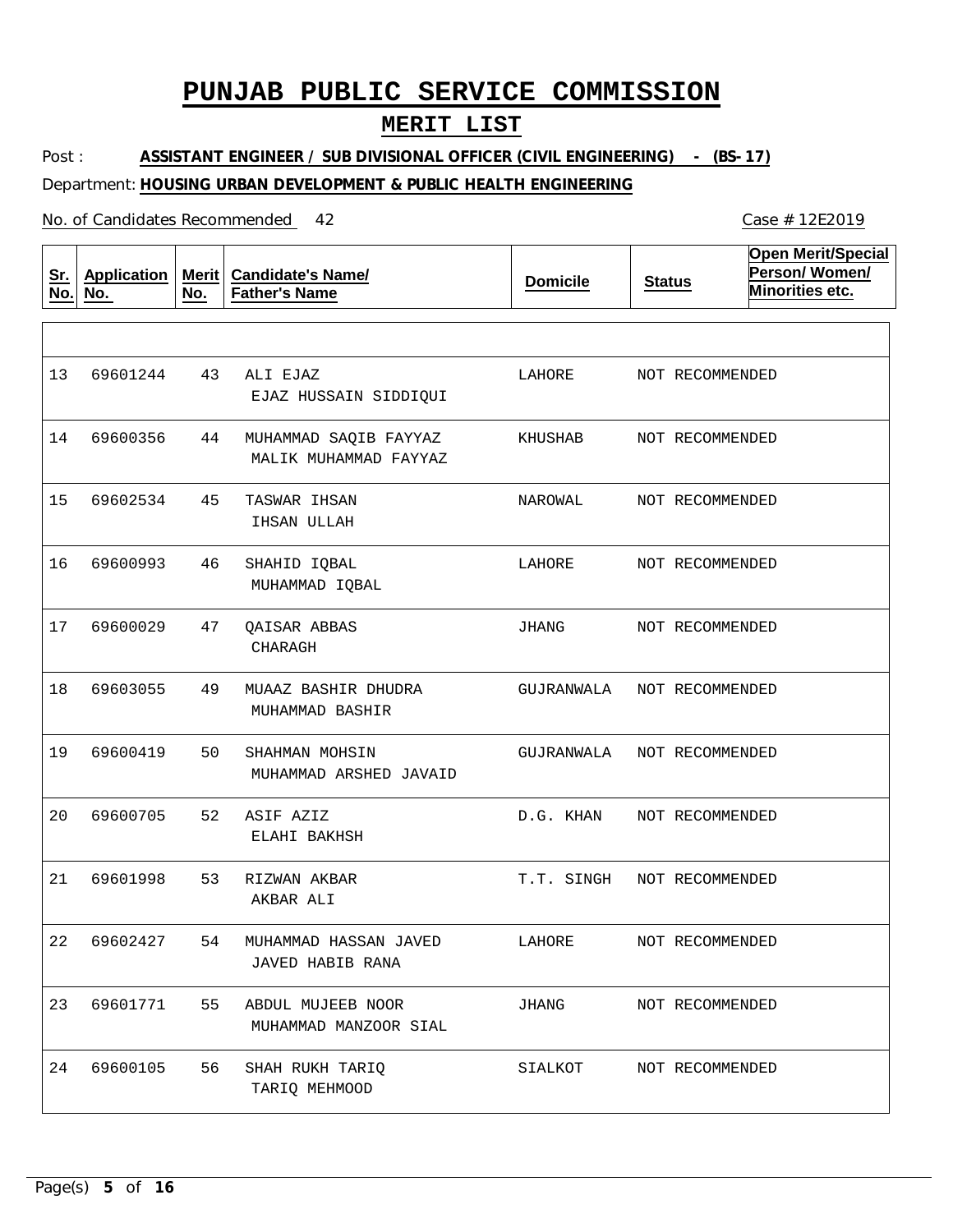# PUNJAB PUBLIC SERVICE COMMISSION

## MERIT LIST

Post : **ASSISTANT ENGINEER / SUB DIVISIONAL OFFICER (CIVIL ENGINEERING) - (BS-17)**

Department: **HOUSING URBAN DEVELOPMENT & PUBLIC HEALTH ENGINEERING**

No. of Candidates Recommended 42

Case # 12E2019

| Sr. No. | Application No. | Merit No. | Candidate's Name/ Father's Name | Domicile | Status | Open Merit/Special Person/ Women/ Minorities etc. |
|---|---|---|---|---|---|---|
| 13 | 69601244 | 43 | ALI EJAZ<br>EJAZ HUSSAIN SIDDIQUI | LAHORE | NOT RECOMMENDED | |
| 14 | 69600356 | 44 | MUHAMMAD SAQIB FAYYAZ<br>MALIK MUHAMMAD FAYYAZ | KHUSHAB | NOT RECOMMENDED | |
| 15 | 69602534 | 45 | TASWAR IHSAN<br>IHSAN ULLAH | NAROWAL | NOT RECOMMENDED | |
| 16 | 69600993 | 46 | SHAHID IQBAL<br>MUHAMMAD IQBAL | LAHORE | NOT RECOMMENDED | |
| 17 | 69600029 | 47 | QAISAR ABBAS<br>CHARAGH | JHANG | NOT RECOMMENDED | |
| 18 | 69603055 | 49 | MUAAZ BASHIR DHUDRA<br>MUHAMMAD BASHIR | GUJRANWALA | NOT RECOMMENDED | |
| 19 | 69600419 | 50 | SHAHMAN MOHSIN<br>MUHAMMAD ARSHED JAVAID | GUJRANWALA | NOT RECOMMENDED | |
| 20 | 69600705 | 52 | ASIF AZIZ<br>ELAHI BAKHSH | D.G. KHAN | NOT RECOMMENDED | |
| 21 | 69601998 | 53 | RIZWAN AKBAR<br>AKBAR ALI | T.T. SINGH | NOT RECOMMENDED | |
| 22 | 69602427 | 54 | MUHAMMAD HASSAN JAVED<br>JAVED HABIB RANA | LAHORE | NOT RECOMMENDED | |
| 23 | 69601771 | 55 | ABDUL MUJEEB NOOR<br>MUHAMMAD MANZOOR SIAL | JHANG | NOT RECOMMENDED | |
| 24 | 69600105 | 56 | SHAH RUKH TARIQ<br>TARIQ MEHMOOD | SIALKOT | NOT RECOMMENDED | |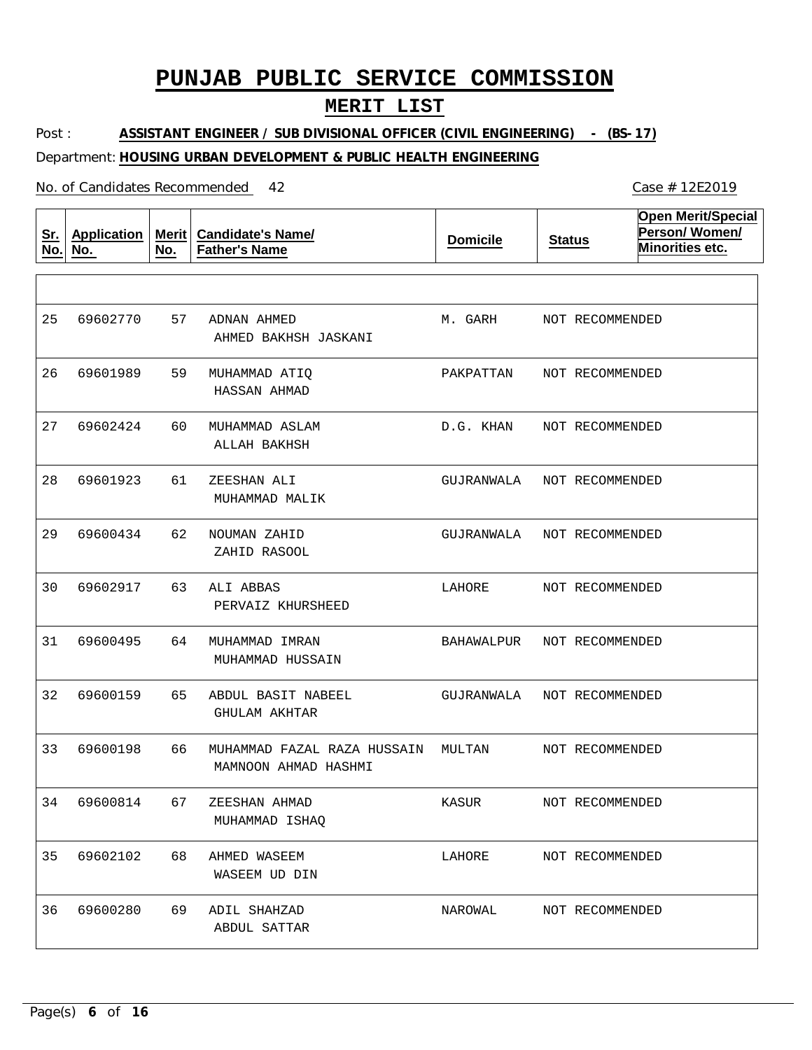# PUNJAB PUBLIC SERVICE COMMISSION

## MERIT LIST

Post : **ASSISTANT ENGINEER / SUB DIVISIONAL OFFICER (CIVIL ENGINEERING) - (BS-17)**

Department: **HOUSING URBAN DEVELOPMENT & PUBLIC HEALTH ENGINEERING**

No. of Candidates Recommended 42

Case # 12E2019

| Sr. No. | Application No. | Merit No. | Candidate's Name/ Father's Name | Domicile | Status | Open Merit/Special Person/ Women/ Minorities etc. |
|---|---|---|---|---|---|---|
| 25 | 69602770 | 57 | ADNAN AHMED<br>AHMED BAKHSH JASKANI | M. GARH | NOT RECOMMENDED | |
| 26 | 69601989 | 59 | MUHAMMAD ATIQ<br>HASSAN AHMAD | PAKPATTAN | NOT RECOMMENDED | |
| 27 | 69602424 | 60 | MUHAMMAD ASLAM<br>ALLAH BAKHSH | D.G. KHAN | NOT RECOMMENDED | |
| 28 | 69601923 | 61 | ZEESHAN ALI<br>MUHAMMAD MALIK | GUJRANWALA | NOT RECOMMENDED | |
| 29 | 69600434 | 62 | NOUMAN ZAHID<br>ZAHID RASOOL | GUJRANWALA | NOT RECOMMENDED | |
| 30 | 69602917 | 63 | ALI ABBAS<br>PERVAIZ KHURSHEED | LAHORE | NOT RECOMMENDED | |
| 31 | 69600495 | 64 | MUHAMMAD IMRAN<br>MUHAMMAD HUSSAIN | BAHAWALPUR | NOT RECOMMENDED | |
| 32 | 69600159 | 65 | ABDUL BASIT NABEEL<br>GHULAM AKHTAR | GUJRANWALA | NOT RECOMMENDED | |
| 33 | 69600198 | 66 | MUHAMMAD FAZAL RAZA HUSSAIN<br>MAMNOON AHMAD HASHMI | MULTAN | NOT RECOMMENDED | |
| 34 | 69600814 | 67 | ZEESHAN AHMAD<br>MUHAMMAD ISHAQ | KASUR | NOT RECOMMENDED | |
| 35 | 69602102 | 68 | AHMED WASEEM<br>WASEEM UD DIN | LAHORE | NOT RECOMMENDED | |
| 36 | 69600280 | 69 | ADIL SHAHZAD<br>ABDUL SATTAR | NAROWAL | NOT RECOMMENDED | |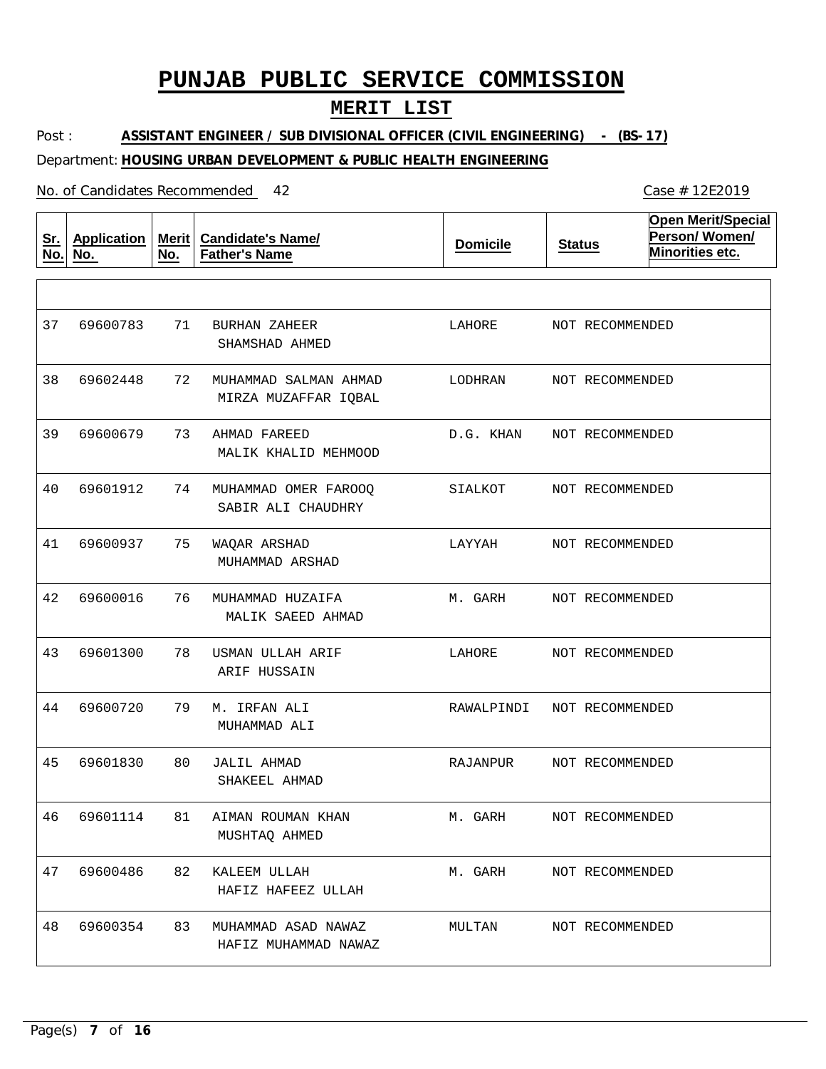# PUNJAB PUBLIC SERVICE COMMISSION

## MERIT LIST

Post : **ASSISTANT ENGINEER / SUB DIVISIONAL OFFICER (CIVIL ENGINEERING) - (BS-17)**

Department: **HOUSING URBAN DEVELOPMENT & PUBLIC HEALTH ENGINEERING**

No. of Candidates Recommended 42

Case # 12E2019

| Sr. No. | Application No. | Merit No. | Candidate's Name/ Father's Name | Domicile | Status | Open Merit/Special Person/ Women/ Minorities etc. |
|---|---|---|---|---|---|---|
| 37 | 69600783 | 71 | BURHAN ZAHEER<br>SHAMSHAD AHMED | LAHORE | NOT RECOMMENDED | |
| 38 | 69602448 | 72 | MUHAMMAD SALMAN AHMAD<br>MIRZA MUZAFFAR IQBAL | LODHRAN | NOT RECOMMENDED | |
| 39 | 69600679 | 73 | AHMAD FAREED<br>MALIK KHALID MEHMOOD | D.G. KHAN | NOT RECOMMENDED | |
| 40 | 69601912 | 74 | MUHAMMAD OMER FAROOQ<br>SABIR ALI CHAUDHRY | SIALKOT | NOT RECOMMENDED | |
| 41 | 69600937 | 75 | WAQAR ARSHAD<br>MUHAMMAD ARSHAD | LAYYAH | NOT RECOMMENDED | |
| 42 | 69600016 | 76 | MUHAMMAD HUZAIFA<br>MALIK SAEED AHMAD | M. GARH | NOT RECOMMENDED | |
| 43 | 69601300 | 78 | USMAN ULLAH ARIF<br>ARIF HUSSAIN | LAHORE | NOT RECOMMENDED | |
| 44 | 69600720 | 79 | M. IRFAN ALI<br>MUHAMMAD ALI | RAWALPINDI | NOT RECOMMENDED | |
| 45 | 69601830 | 80 | JALIL AHMAD<br>SHAKEEL AHMAD | RAJANPUR | NOT RECOMMENDED | |
| 46 | 69601114 | 81 | AIMAN ROUMAN KHAN<br>MUSHTAQ AHMED | M. GARH | NOT RECOMMENDED | |
| 47 | 69600486 | 82 | KALEEM ULLAH<br>HAFIZ HAFEEZ ULLAH | M. GARH | NOT RECOMMENDED | |
| 48 | 69600354 | 83 | MUHAMMAD ASAD NAWAZ<br>HAFIZ MUHAMMAD NAWAZ | MULTAN | NOT RECOMMENDED | |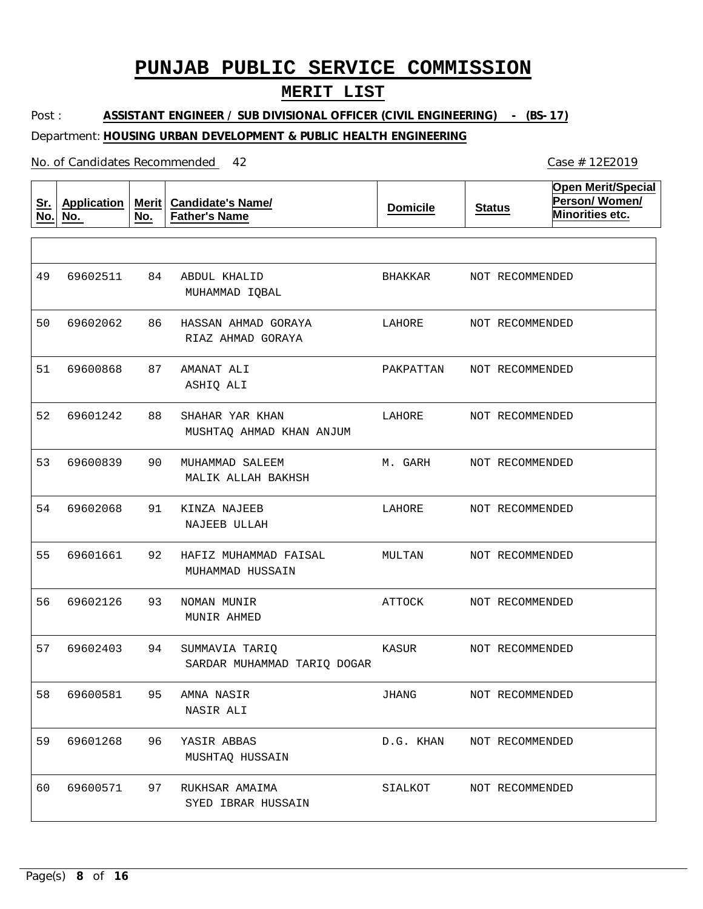# PUNJAB PUBLIC SERVICE COMMISSION

## MERIT LIST

Post : **ASSISTANT ENGINEER / SUB DIVISIONAL OFFICER (CIVIL ENGINEERING) - (BS-17)**

Department: **HOUSING URBAN DEVELOPMENT & PUBLIC HEALTH ENGINEERING**

No. of Candidates Recommended 42

Case # 12E2019

| Sr. No. | Application No. | Merit No. | Candidate's Name/ Father's Name | Domicile | Status | Open Merit/Special Person/ Women/ Minorities etc. |
|---|---|---|---|---|---|---|
| 49 | 69602511 | 84 | ABDUL KHALID<br>MUHAMMAD IQBAL | BHAKKAR | NOT RECOMMENDED | |
| 50 | 69602062 | 86 | HASSAN AHMAD GORAYA<br>RIAZ AHMAD GORAYA | LAHORE | NOT RECOMMENDED | |
| 51 | 69600868 | 87 | AMANAT ALI<br>ASHIQ ALI | PAKPATTAN | NOT RECOMMENDED | |
| 52 | 69601242 | 88 | SHAHAR YAR KHAN<br>MUSHTAQ AHMAD KHAN ANJUM | LAHORE | NOT RECOMMENDED | |
| 53 | 69600839 | 90 | MUHAMMAD SALEEM<br>MALIK ALLAH BAKHSH | M. GARH | NOT RECOMMENDED | |
| 54 | 69602068 | 91 | KINZA NAJEEB<br>NAJEEB ULLAH | LAHORE | NOT RECOMMENDED | |
| 55 | 69601661 | 92 | HAFIZ MUHAMMAD FAISAL<br>MUHAMMAD HUSSAIN | MULTAN | NOT RECOMMENDED | |
| 56 | 69602126 | 93 | NOMAN MUNIR<br>MUNIR AHMED | ATTOCK | NOT RECOMMENDED | |
| 57 | 69602403 | 94 | SUMMAVIA TARIQ<br>SARDAR MUHAMMAD TARIQ DOGAR | KASUR | NOT RECOMMENDED | |
| 58 | 69600581 | 95 | AMNA NASIR<br>NASIR ALI | JHANG | NOT RECOMMENDED | |
| 59 | 69601268 | 96 | YASIR ABBAS<br>MUSHTAQ HUSSAIN | D.G. KHAN | NOT RECOMMENDED | |
| 60 | 69600571 | 97 | RUKHSAR AMAIMA<br>SYED IBRAR HUSSAIN | SIALKOT | NOT RECOMMENDED | |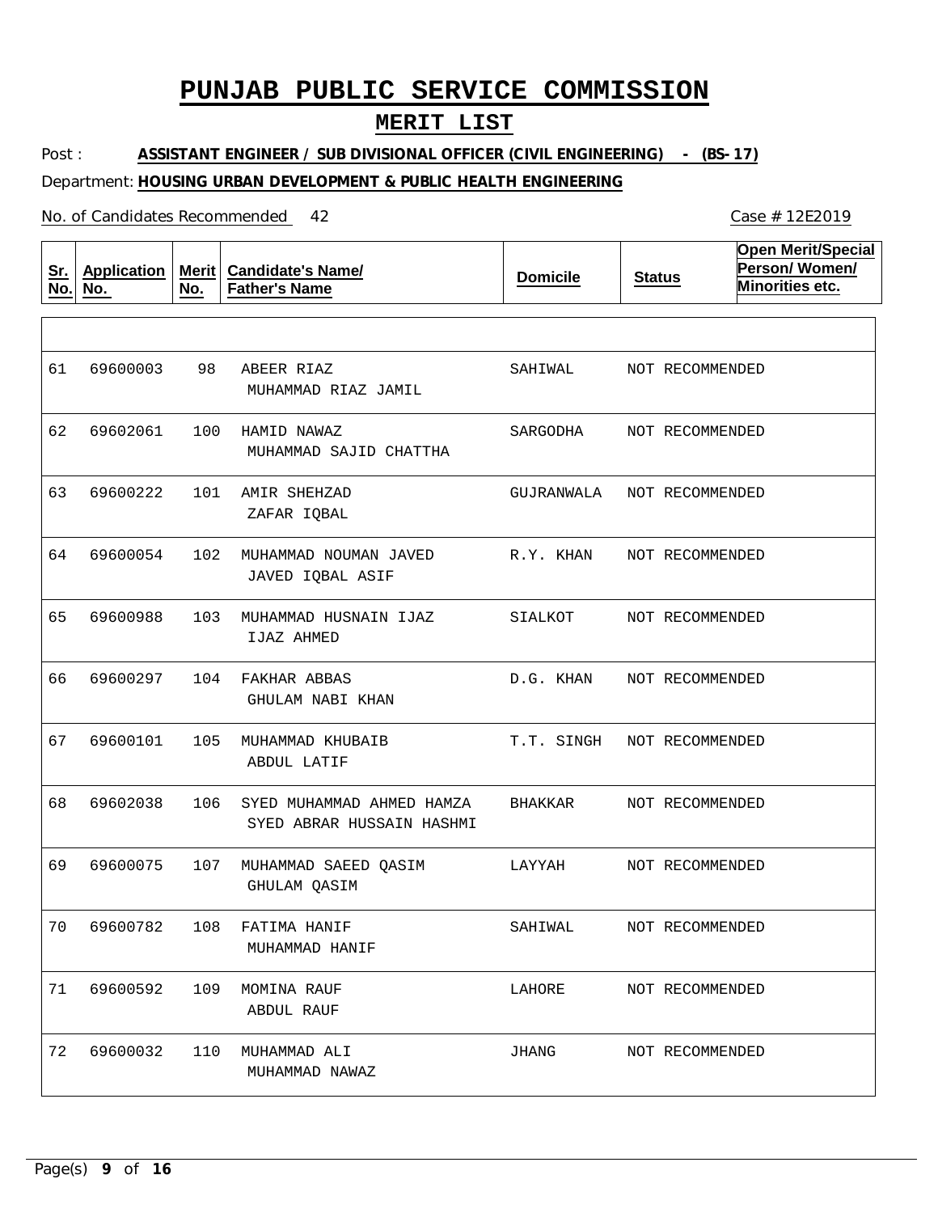# PUNJAB PUBLIC SERVICE COMMISSION

## MERIT LIST

Post : **ASSISTANT ENGINEER / SUB DIVISIONAL OFFICER (CIVIL ENGINEERING) - (BS-17)**

Department: **HOUSING URBAN DEVELOPMENT & PUBLIC HEALTH ENGINEERING**

No. of Candidates Recommended 42

Case # 12E2019

| Sr. No. | Application No. | Merit No. | Candidate's Name/ Father's Name | Domicile | Status | Open Merit/Special Person/ Women/ Minorities etc. |
|---|---|---|---|---|---|---|
| 61 | 69600003 | 98 | ABEER RIAZ<br>MUHAMMAD RIAZ JAMIL | SAHIWAL | NOT RECOMMENDED | |
| 62 | 69602061 | 100 | HAMID NAWAZ<br>MUHAMMAD SAJID CHATTHA | SARGODHA | NOT RECOMMENDED | |
| 63 | 69600222 | 101 | AMIR SHEHZAD<br>ZAFAR IQBAL | GUJRANWALA | NOT RECOMMENDED | |
| 64 | 69600054 | 102 | MUHAMMAD NOUMAN JAVED<br>JAVED IQBAL ASIF | R.Y. KHAN | NOT RECOMMENDED | |
| 65 | 69600988 | 103 | MUHAMMAD HUSNAIN IJAZ<br>IJAZ AHMED | SIALKOT | NOT RECOMMENDED | |
| 66 | 69600297 | 104 | FAKHAR ABBAS<br>GHULAM NABI KHAN | D.G. KHAN | NOT RECOMMENDED | |
| 67 | 69600101 | 105 | MUHAMMAD KHUBAIB<br>ABDUL LATIF | T.T. SINGH | NOT RECOMMENDED | |
| 68 | 69602038 | 106 | SYED MUHAMMAD AHMED HAMZA<br>SYED ABRAR HUSSAIN HASHMI | BHAKKAR | NOT RECOMMENDED | |
| 69 | 69600075 | 107 | MUHAMMAD SAEED QASIM<br>GHULAM QASIM | LAYYAH | NOT RECOMMENDED | |
| 70 | 69600782 | 108 | FATIMA HANIF<br>MUHAMMAD HANIF | SAHIWAL | NOT RECOMMENDED | |
| 71 | 69600592 | 109 | MOMINA RAUF<br>ABDUL RAUF | LAHORE | NOT RECOMMENDED | |
| 72 | 69600032 | 110 | MUHAMMAD ALI<br>MUHAMMAD NAWAZ | JHANG | NOT RECOMMENDED | |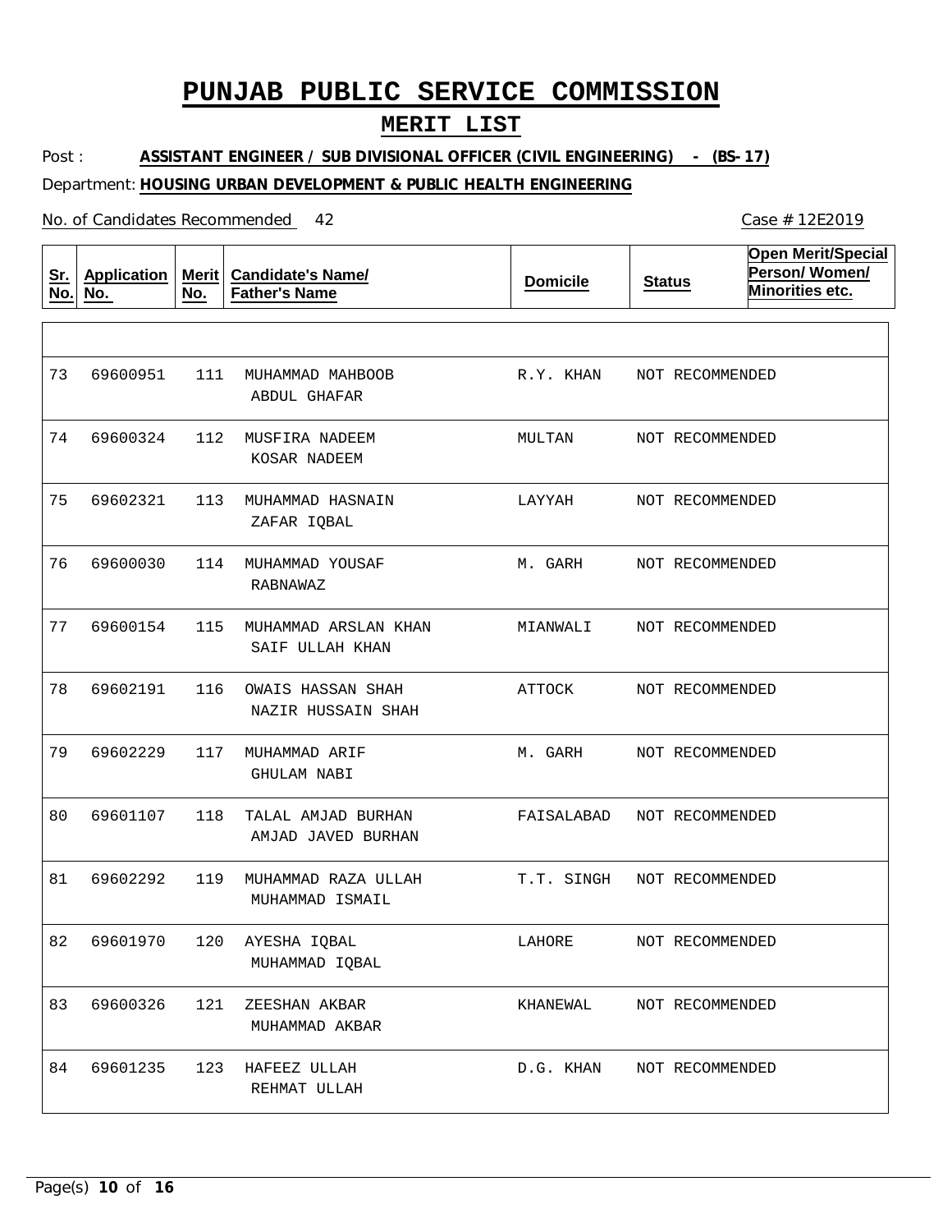# PUNJAB PUBLIC SERVICE COMMISSION

## MERIT LIST

Post : **ASSISTANT ENGINEER / SUB DIVISIONAL OFFICER (CIVIL ENGINEERING) - (BS-17)**

Department: **HOUSING URBAN DEVELOPMENT & PUBLIC HEALTH ENGINEERING**

No. of Candidates Recommended 42

Case # 12E2019

| Sr. No. | Application No. | Merit No. | Candidate's Name/ Father's Name | Domicile | Status | Open Merit/Special Person/ Women/ Minorities etc. |
|---|---|---|---|---|---|---|
| 73 | 69600951 | 111 | MUHAMMAD MAHBOOB<br>ABDUL GHAFAR | R.Y. KHAN | NOT RECOMMENDED | |
| 74 | 69600324 | 112 | MUSFIRA NADEEM<br>KOSAR NADEEM | MULTAN | NOT RECOMMENDED | |
| 75 | 69602321 | 113 | MUHAMMAD HASNAIN<br>ZAFAR IQBAL | LAYYAH | NOT RECOMMENDED | |
| 76 | 69600030 | 114 | MUHAMMAD YOUSAF<br>RABNAWAZ | M. GARH | NOT RECOMMENDED | |
| 77 | 69600154 | 115 | MUHAMMAD ARSLAN KHAN<br>SAIF ULLAH KHAN | MIANWALI | NOT RECOMMENDED | |
| 78 | 69602191 | 116 | OWAIS HASSAN SHAH<br>NAZIR HUSSAIN SHAH | ATTOCK | NOT RECOMMENDED | |
| 79 | 69602229 | 117 | MUHAMMAD ARIF<br>GHULAM NABI | M. GARH | NOT RECOMMENDED | |
| 80 | 69601107 | 118 | TALAL AMJAD BURHAN<br>AMJAD JAVED BURHAN | FAISALABAD | NOT RECOMMENDED | |
| 81 | 69602292 | 119 | MUHAMMAD RAZA ULLAH<br>MUHAMMAD ISMAIL | T.T. SINGH | NOT RECOMMENDED | |
| 82 | 69601970 | 120 | AYESHA IQBAL<br>MUHAMMAD IQBAL | LAHORE | NOT RECOMMENDED | |
| 83 | 69600326 | 121 | ZEESHAN AKBAR<br>MUHAMMAD AKBAR | KHANEWAL | NOT RECOMMENDED | |
| 84 | 69601235 | 123 | HAFEEZ ULLAH<br>REHMAT ULLAH | D.G. KHAN | NOT RECOMMENDED | |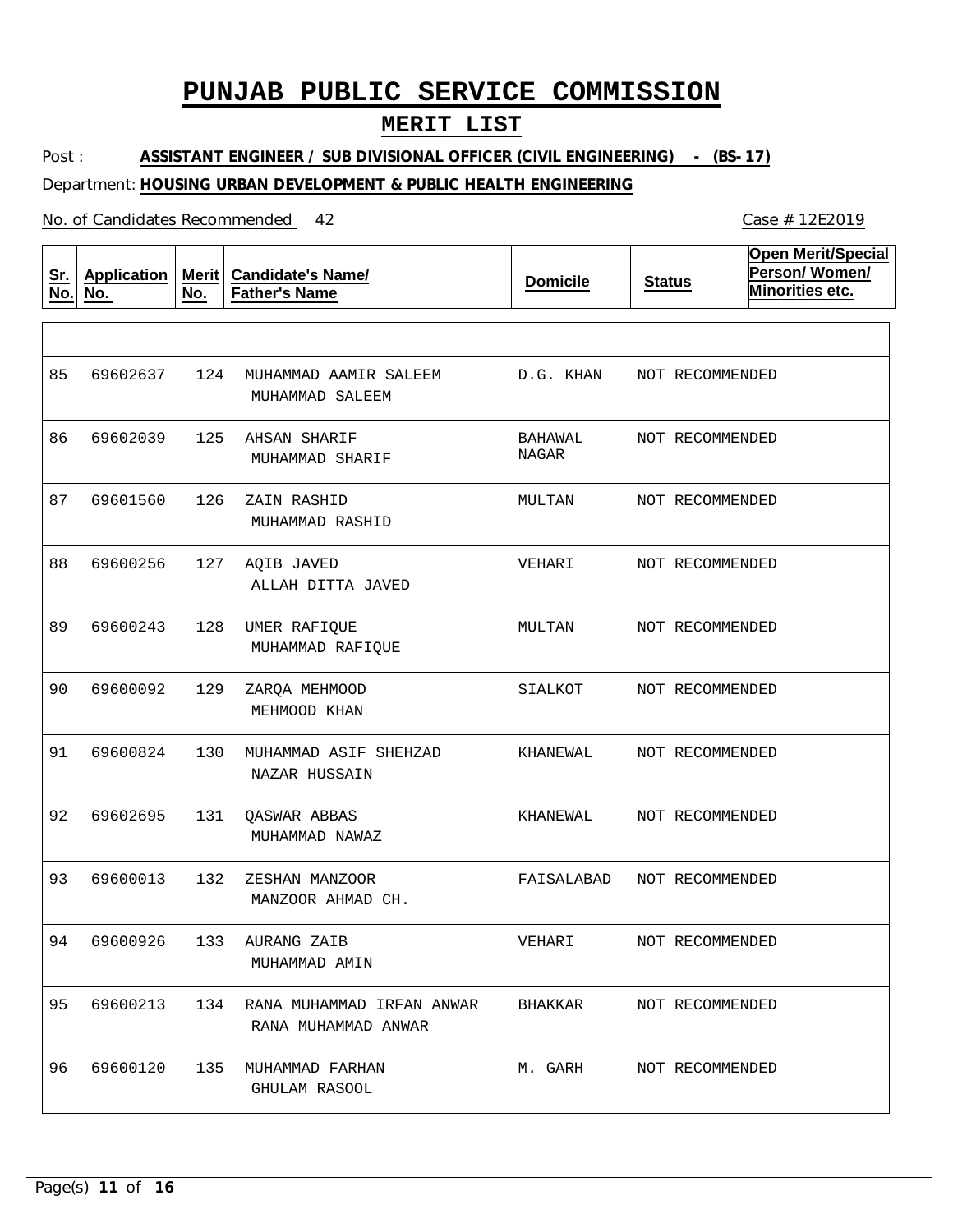# PUNJAB PUBLIC SERVICE COMMISSION

## MERIT LIST

Post : **ASSISTANT ENGINEER / SUB DIVISIONAL OFFICER (CIVIL ENGINEERING) - (BS-17)**

Department: **HOUSING URBAN DEVELOPMENT & PUBLIC HEALTH ENGINEERING**

No. of Candidates Recommended 42

Case # 12E2019

| Sr. No. | Application No. | Merit No. | Candidate's Name/ Father's Name | Domicile | Status | Open Merit/Special Person/ Women/ Minorities etc. |
|---|---|---|---|---|---|---|
| 85 | 69602637 | 124 | MUHAMMAD AAMIR SALEEM<br>MUHAMMAD SALEEM | D.G. KHAN | NOT RECOMMENDED | |
| 86 | 69602039 | 125 | AHSAN SHARIF<br>MUHAMMAD SHARIF | BAHAWAL NAGAR | NOT RECOMMENDED | |
| 87 | 69601560 | 126 | ZAIN RASHID<br>MUHAMMAD RASHID | MULTAN | NOT RECOMMENDED | |
| 88 | 69600256 | 127 | AQIB JAVED<br>ALLAH DITTA JAVED | VEHARI | NOT RECOMMENDED | |
| 89 | 69600243 | 128 | UMER RAFIQUE<br>MUHAMMAD RAFIQUE | MULTAN | NOT RECOMMENDED | |
| 90 | 69600092 | 129 | ZARQA MEHMOOD<br>MEHMOOD KHAN | SIALKOT | NOT RECOMMENDED | |
| 91 | 69600824 | 130 | MUHAMMAD ASIF SHEHZAD<br>NAZAR HUSSAIN | KHANEWAL | NOT RECOMMENDED | |
| 92 | 69602695 | 131 | QASWAR ABBAS<br>MUHAMMAD NAWAZ | KHANEWAL | NOT RECOMMENDED | |
| 93 | 69600013 | 132 | ZESHAN MANZOOR<br>MANZOOR AHMAD CH. | FAISALABAD | NOT RECOMMENDED | |
| 94 | 69600926 | 133 | AURANG ZAIB<br>MUHAMMAD AMIN | VEHARI | NOT RECOMMENDED | |
| 95 | 69600213 | 134 | RANA MUHAMMAD IRFAN ANWAR<br>RANA MUHAMMAD ANWAR | BHAKKAR | NOT RECOMMENDED | |
| 96 | 69600120 | 135 | MUHAMMAD FARHAN<br>GHULAM RASOOL | M. GARH | NOT RECOMMENDED | |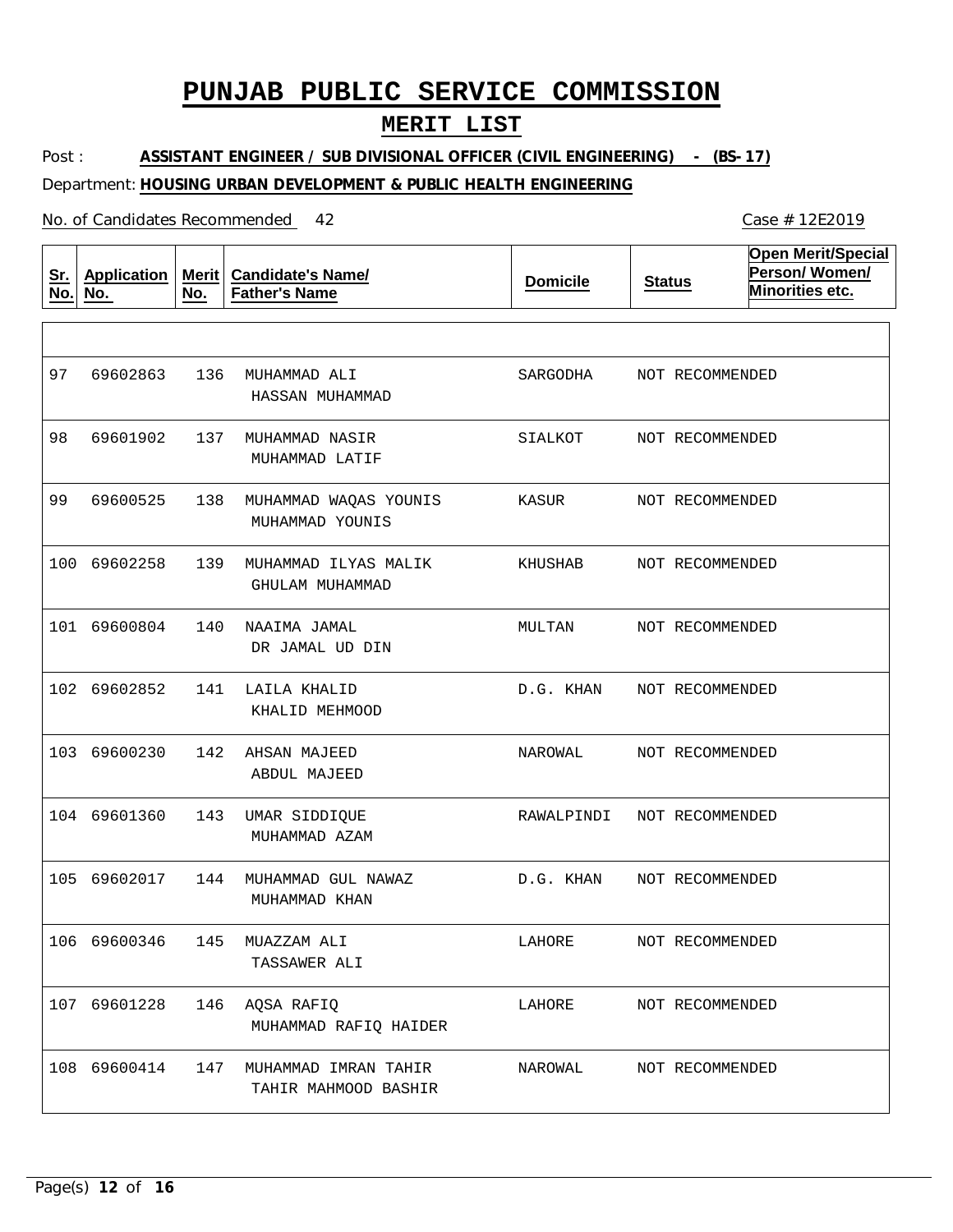# PUNJAB PUBLIC SERVICE COMMISSION

## MERIT LIST

Post : **ASSISTANT ENGINEER / SUB DIVISIONAL OFFICER (CIVIL ENGINEERING) - (BS-17)**

Department: **HOUSING URBAN DEVELOPMENT & PUBLIC HEALTH ENGINEERING**

No. of Candidates Recommended 42

Case # 12E2019

| Sr. No. | Application No. | Merit No. | Candidate's Name/ Father's Name | Domicile | Status | Open Merit/Special Person/ Women/ Minorities etc. |
|---|---|---|---|---|---|---|
| 97 | 69602863 | 136 | MUHAMMAD ALI<br>HASSAN MUHAMMAD | SARGODHA | NOT RECOMMENDED | |
| 98 | 69601902 | 137 | MUHAMMAD NASIR<br>MUHAMMAD LATIF | SIALKOT | NOT RECOMMENDED | |
| 99 | 69600525 | 138 | MUHAMMAD WAQAS YOUNIS<br>MUHAMMAD YOUNIS | KASUR | NOT RECOMMENDED | |
| 100 | 69602258 | 139 | MUHAMMAD ILYAS MALIK<br>GHULAM MUHAMMAD | KHUSHAB | NOT RECOMMENDED | |
| 101 | 69600804 | 140 | NAAIMA JAMAL<br>DR JAMAL UD DIN | MULTAN | NOT RECOMMENDED | |
| 102 | 69602852 | 141 | LAILA KHALID<br>KHALID MEHMOOD | D.G. KHAN | NOT RECOMMENDED | |
| 103 | 69600230 | 142 | AHSAN MAJEED<br>ABDUL MAJEED | NAROWAL | NOT RECOMMENDED | |
| 104 | 69601360 | 143 | UMAR SIDDIQUE<br>MUHAMMAD AZAM | RAWALPINDI | NOT RECOMMENDED | |
| 105 | 69602017 | 144 | MUHAMMAD GUL NAWAZ<br>MUHAMMAD KHAN | D.G. KHAN | NOT RECOMMENDED | |
| 106 | 69600346 | 145 | MUAZZAM ALI<br>TASSAWER ALI | LAHORE | NOT RECOMMENDED | |
| 107 | 69601228 | 146 | AQSA RAFIQ<br>MUHAMMAD RAFIQ HAIDER | LAHORE | NOT RECOMMENDED | |
| 108 | 69600414 | 147 | MUHAMMAD IMRAN TAHIR<br>TAHIR MAHMOOD BASHIR | NAROWAL | NOT RECOMMENDED | |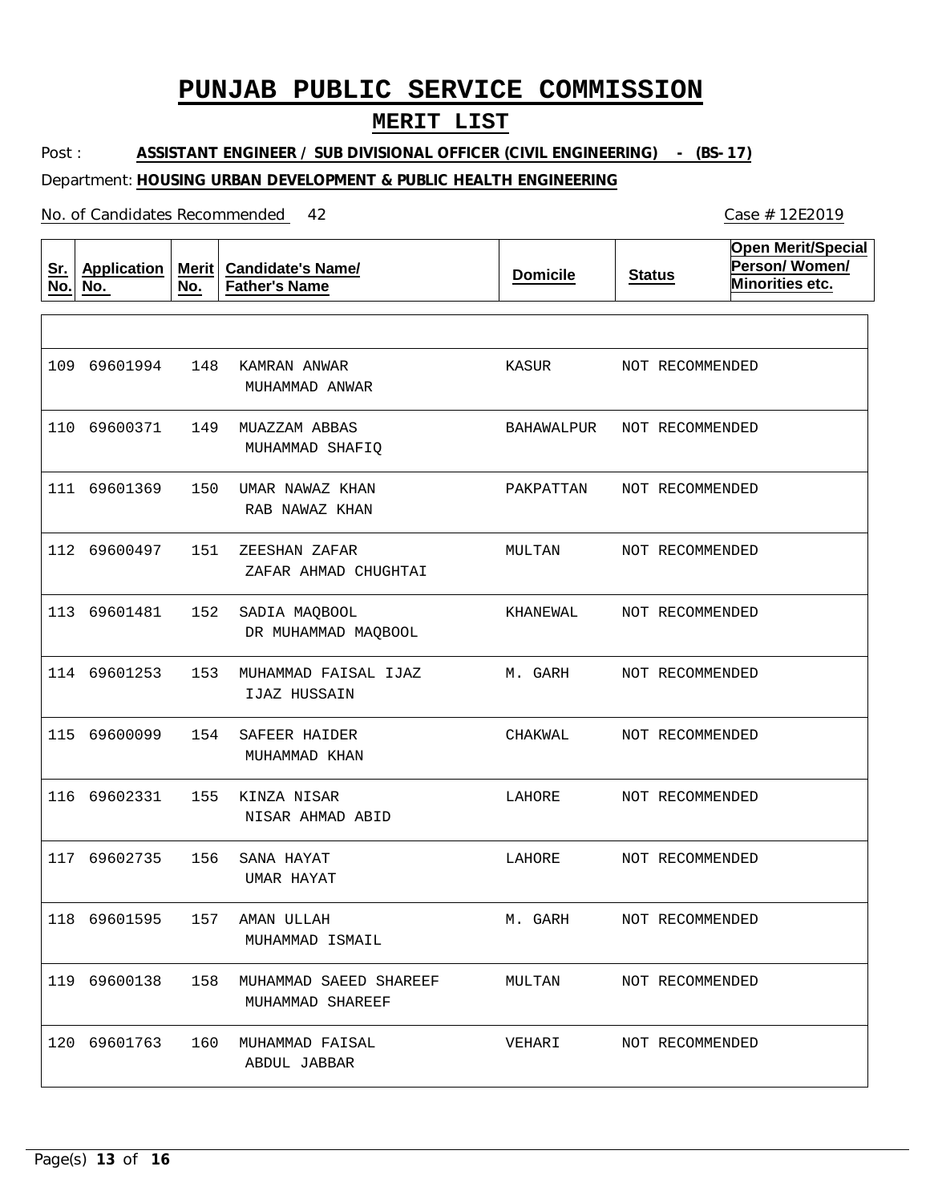# PUNJAB PUBLIC SERVICE COMMISSION

## MERIT LIST

Post : **ASSISTANT ENGINEER / SUB DIVISIONAL OFFICER (CIVIL ENGINEERING) - (BS-17)**

Department: **HOUSING URBAN DEVELOPMENT & PUBLIC HEALTH ENGINEERING**

No. of Candidates Recommended 42

Case # 12E2019

| Sr. No. | Application No. | Merit No. | Candidate's Name/ Father's Name | Domicile | Status | Open Merit/Special Person/ Women/ Minorities etc. |
|---|---|---|---|---|---|---|
| 109 | 69601994 | 148 | KAMRAN ANWAR<br>MUHAMMAD ANWAR | KASUR | NOT RECOMMENDED | |
| 110 | 69600371 | 149 | MUAZZAM ABBAS<br>MUHAMMAD SHAFIQ | BAHAWALPUR | NOT RECOMMENDED | |
| 111 | 69601369 | 150 | UMAR NAWAZ KHAN<br>RAB NAWAZ KHAN | PAKPATTAN | NOT RECOMMENDED | |
| 112 | 69600497 | 151 | ZEESHAN ZAFAR<br>ZAFAR AHMAD CHUGHTAI | MULTAN | NOT RECOMMENDED | |
| 113 | 69601481 | 152 | SADIA MAQBOOL<br>DR MUHAMMAD MAQBOOL | KHANEWAL | NOT RECOMMENDED | |
| 114 | 69601253 | 153 | MUHAMMAD FAISAL IJAZ<br>IJAZ HUSSAIN | M. GARH | NOT RECOMMENDED | |
| 115 | 69600099 | 154 | SAFEER HAIDER<br>MUHAMMAD KHAN | CHAKWAL | NOT RECOMMENDED | |
| 116 | 69602331 | 155 | KINZA NISAR<br>NISAR AHMAD ABID | LAHORE | NOT RECOMMENDED | |
| 117 | 69602735 | 156 | SANA HAYAT<br>UMAR HAYAT | LAHORE | NOT RECOMMENDED | |
| 118 | 69601595 | 157 | AMAN ULLAH<br>MUHAMMAD ISMAIL | M. GARH | NOT RECOMMENDED | |
| 119 | 69600138 | 158 | MUHAMMAD SAEED SHAREEF<br>MUHAMMAD SHAREEF | MULTAN | NOT RECOMMENDED | |
| 120 | 69601763 | 160 | MUHAMMAD FAISAL<br>ABDUL JABBAR | VEHARI | NOT RECOMMENDED | |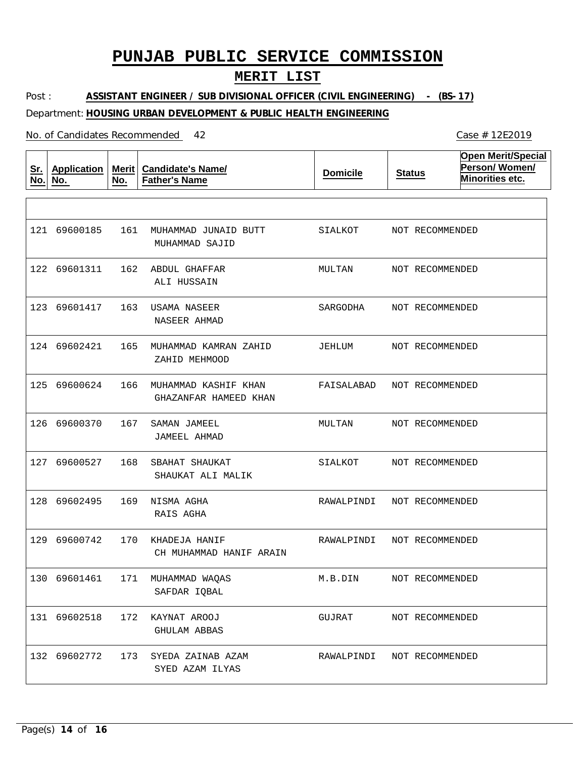# PUNJAB PUBLIC SERVICE COMMISSION

## MERIT LIST

Post : **ASSISTANT ENGINEER / SUB DIVISIONAL OFFICER (CIVIL ENGINEERING) - (BS-17)**

Department: **HOUSING URBAN DEVELOPMENT & PUBLIC HEALTH ENGINEERING**

No. of Candidates Recommended 42

Case # 12E2019

| Sr. No. | Application No. | Merit No. | Candidate's Name/ Father's Name | Domicile | Status | Open Merit/Special Person/ Women/ Minorities etc. |
|---|---|---|---|---|---|---|
| 121 | 69600185 | 161 | MUHAMMAD JUNAID BUTT<br>MUHAMMAD SAJID | SIALKOT | NOT RECOMMENDED | |
| 122 | 69601311 | 162 | ABDUL GHAFFAR<br>ALI HUSSAIN | MULTAN | NOT RECOMMENDED | |
| 123 | 69601417 | 163 | USAMA NASEER<br>NASEER AHMAD | SARGODHA | NOT RECOMMENDED | |
| 124 | 69602421 | 165 | MUHAMMAD KAMRAN ZAHID<br>ZAHID MEHMOOD | JEHLUM | NOT RECOMMENDED | |
| 125 | 69600624 | 166 | MUHAMMAD KASHIF KHAN<br>GHAZANFAR HAMEED KHAN | FAISALABAD | NOT RECOMMENDED | |
| 126 | 69600370 | 167 | SAMAN JAMEEL<br>JAMEEL AHMAD | MULTAN | NOT RECOMMENDED | |
| 127 | 69600527 | 168 | SBAHAT SHAUKAT<br>SHAUKAT ALI MALIK | SIALKOT | NOT RECOMMENDED | |
| 128 | 69602495 | 169 | NISMA AGHA<br>RAIS AGHA | RAWALPINDI | NOT RECOMMENDED | |
| 129 | 69600742 | 170 | KHADEJA HANIF<br>CH MUHAMMAD HANIF ARAIN | RAWALPINDI | NOT RECOMMENDED | |
| 130 | 69601461 | 171 | MUHAMMAD WAQAS<br>SAFDAR IQBAL | M.B.DIN | NOT RECOMMENDED | |
| 131 | 69602518 | 172 | KAYNAT AROOJ<br>GHULAM ABBAS | GUJRAT | NOT RECOMMENDED | |
| 132 | 69602772 | 173 | SYEDA ZAINAB AZAM<br>SYED AZAM ILYAS | RAWALPINDI | NOT RECOMMENDED | |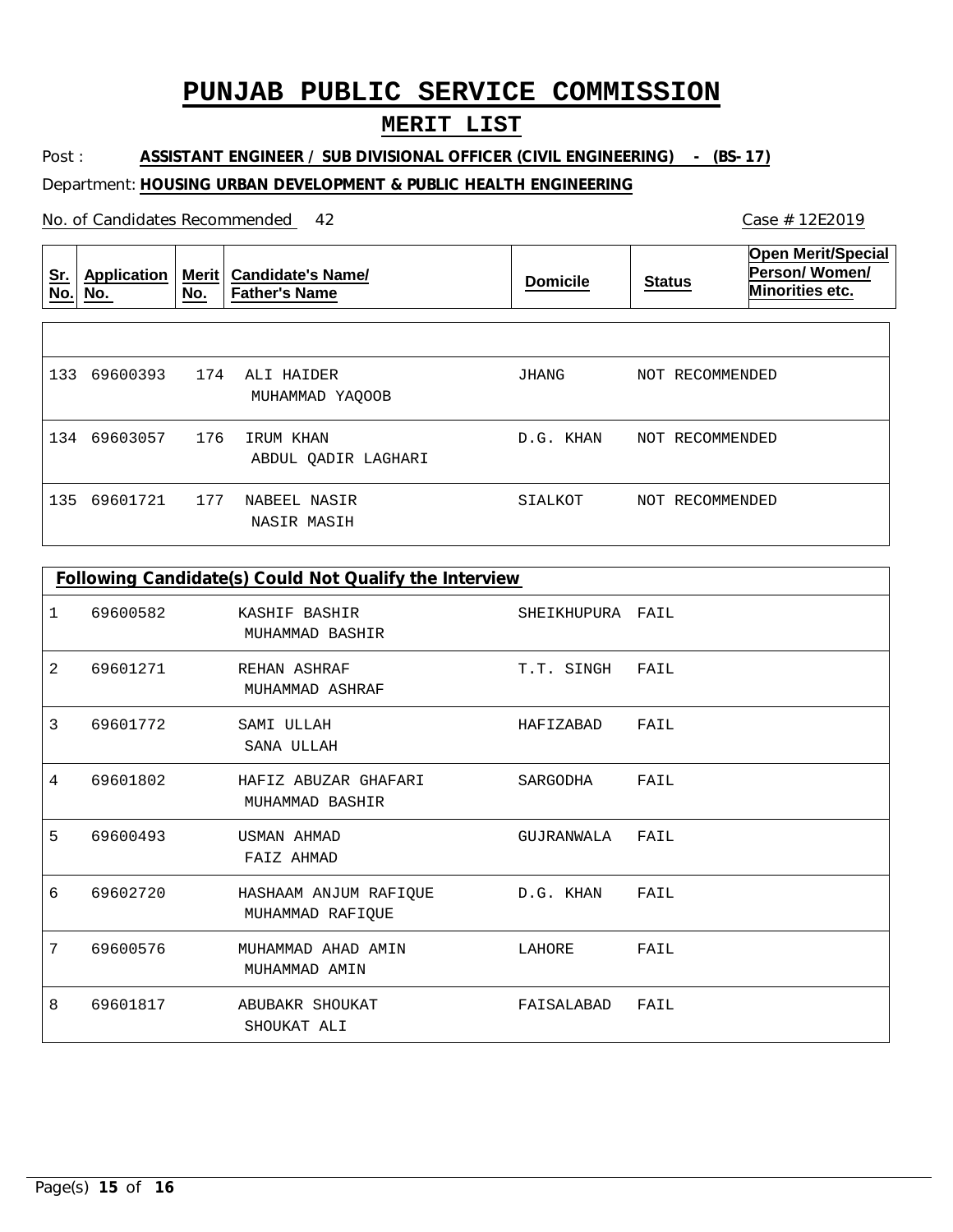# PUNJAB PUBLIC SERVICE COMMISSION

## MERIT LIST

Post : **ASSISTANT ENGINEER / SUB DIVISIONAL OFFICER (CIVIL ENGINEERING) - (BS-17)**

Department: **HOUSING URBAN DEVELOPMENT & PUBLIC HEALTH ENGINEERING**

No. of Candidates Recommended 42

Case # 12E2019

| Sr. No. | Application No. | Merit No. | Candidate's Name/ Father's Name | Domicile | Status | Open Merit/Special Person/ Women/ Minorities etc. |
|---|---|---|---|---|---|---|
| 133 | 69600393 | 174 | ALI HAIDER<br>MUHAMMAD YAQOOB | JHANG | NOT RECOMMENDED | |
| 134 | 69603057 | 176 | IRUM KHAN<br>ABDUL QADIR LAGHARI | D.G. KHAN | NOT RECOMMENDED | |
| 135 | 69601721 | 177 | NABEEL NASIR<br>NASIR MASIH | SIALKOT | NOT RECOMMENDED | |

**Following Candidate(s) Could Not Qualify the Interview**

| Sr. No. | Application No. | Candidate's Name/ Father's Name | Domicile | Status |
|---|---|---|---|---|
| 1 | 69600582 | KASHIF BASHIR<br>MUHAMMAD BASHIR | SHEIKHUPURA | FAIL |
| 2 | 69601271 | REHAN ASHRAF<br>MUHAMMAD ASHRAF | T.T. SINGH | FAIL |
| 3 | 69601772 | SAMI ULLAH<br>SANA ULLAH | HAFIZABAD | FAIL |
| 4 | 69601802 | HAFIZ ABUZAR GHAFARI<br>MUHAMMAD BASHIR | SARGODHA | FAIL |
| 5 | 69600493 | USMAN AHMAD<br>FAIZ AHMAD | GUJRANWALA | FAIL |
| 6 | 69602720 | HASHAAM ANJUM RAFIQUE<br>MUHAMMAD RAFIQUE | D.G. KHAN | FAIL |
| 7 | 69600576 | MUHAMMAD AHAD AMIN<br>MUHAMMAD AMIN | LAHORE | FAIL |
| 8 | 69601817 | ABUBAKR SHOUKAT<br>SHOUKAT ALI | FAISALABAD | FAIL |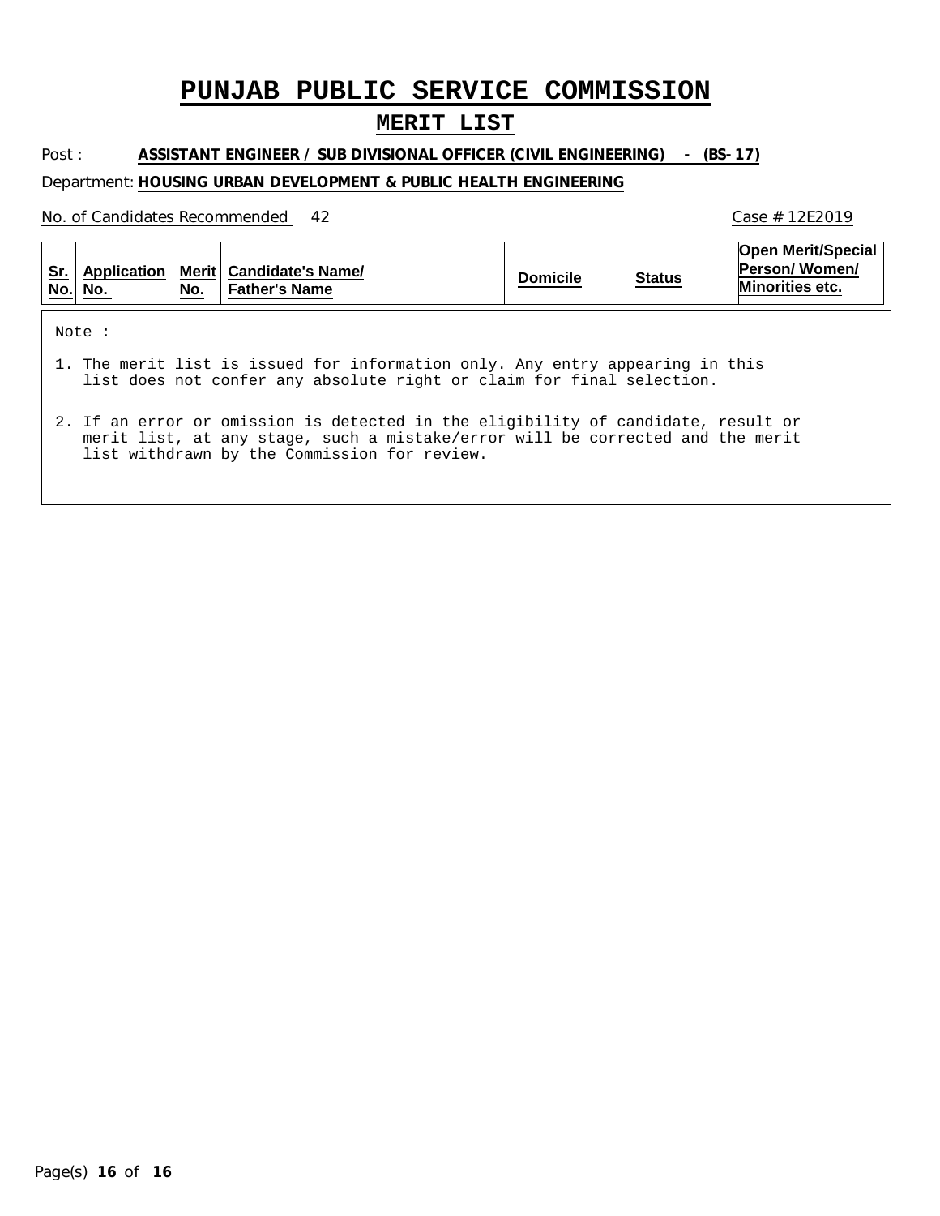# PUNJAB PUBLIC SERVICE COMMISSION

## MERIT LIST

Post : **ASSISTANT ENGINEER / SUB DIVISIONAL OFFICER (CIVIL ENGINEERING) - (BS-17)**

Department: **HOUSING URBAN DEVELOPMENT & PUBLIC HEALTH ENGINEERING**

No. of Candidates Recommended 42

Case # 12E2019

| Sr. No. | Application No. | Merit No. | Candidate's Name/ Father's Name | Domicile | Status | Open Merit/Special Person/ Women/ Minorities etc. |
|---|---|---|---|---|---|---|

Note :

1. The merit list is issued for information only. Any entry appearing in this list does not confer any absolute right or claim for final selection.

2. If an error or omission is detected in the eligibility of candidate, result or merit list, at any stage, such a mistake/error will be corrected and the merit list withdrawn by the Commission for review.